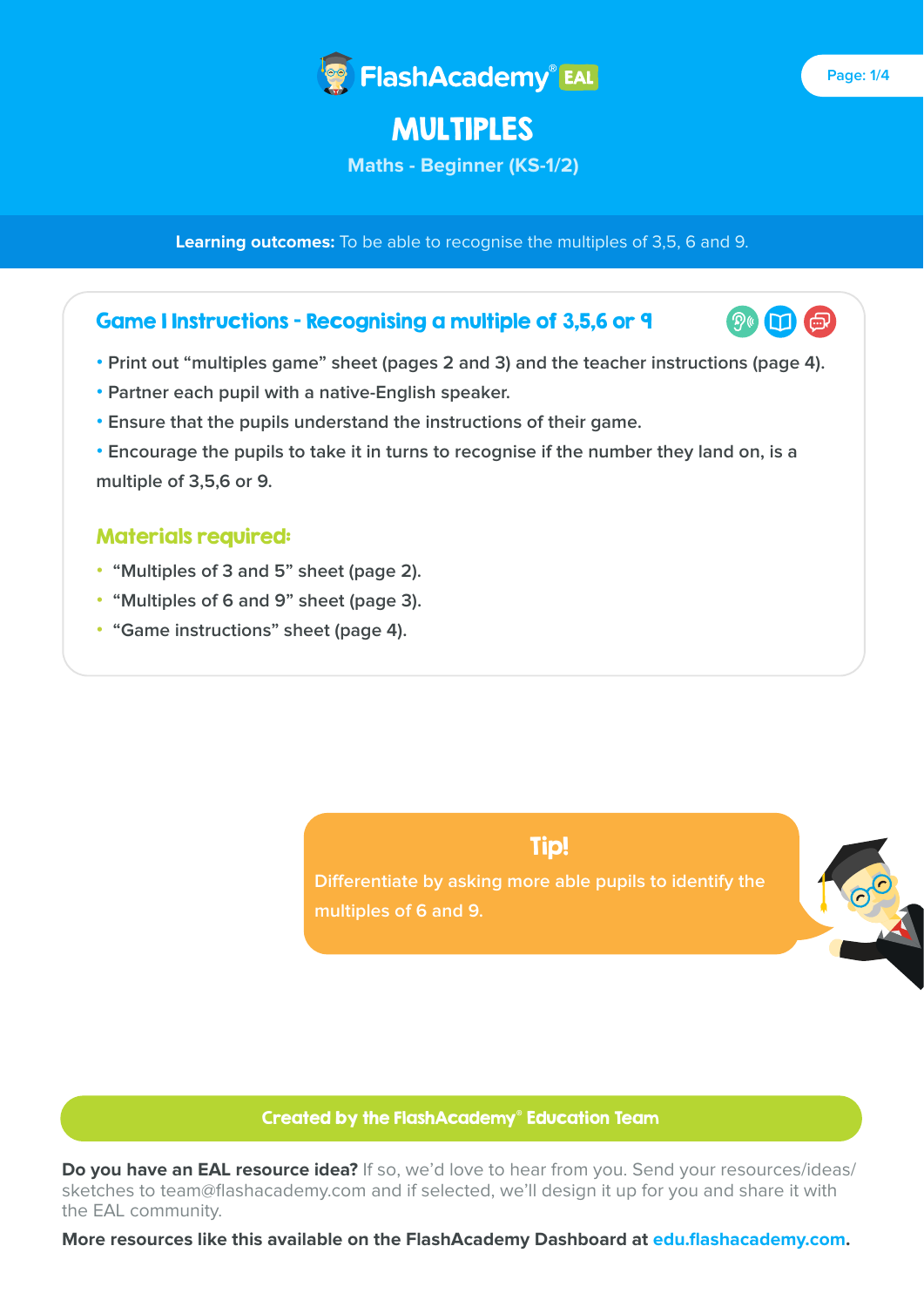FlashAcademy® EAL

# MULTIPLES

Maths - Beginner (KS-1/2)

**Learning outcomes:** To be able to recognise the multiples of 3,5, 6 and 9.

## Game I Instructions - Recognising a multiple of 3,5,6 or 9

- Print out "multiples game" sheet (pages 2 and 3) and the teacher instructions (page 4).
- Partner each pupil with a native-English speaker.
- Ensure that the pupils understand the instructions of their game.
- Encourage the pupils to take it in turns to recognise if the number they land on, is a multiple of 3,5,6 or 9.

### Materials required:

- "Multiples of 3 and 5" sheet (page 2).
- "Multiples of 6 and 9" sheet (page 3).
- "Game instructions" sheet (page 4).

**Tip!**

Differentiate by asking more able pupils to identify the multiples of 6 and 9.

**Created by the FlashAcademy® Education Team**

**Do you have an EAL resource idea?** If so, we'd love to hear from you. Send your resources/ideas/sketches to team@flashacademy.com and if selected, we'll design it up for you and share it with the EAL community.

**More resources like this available on the FlashAcademy Dashboard at edu.flashacademy.com.**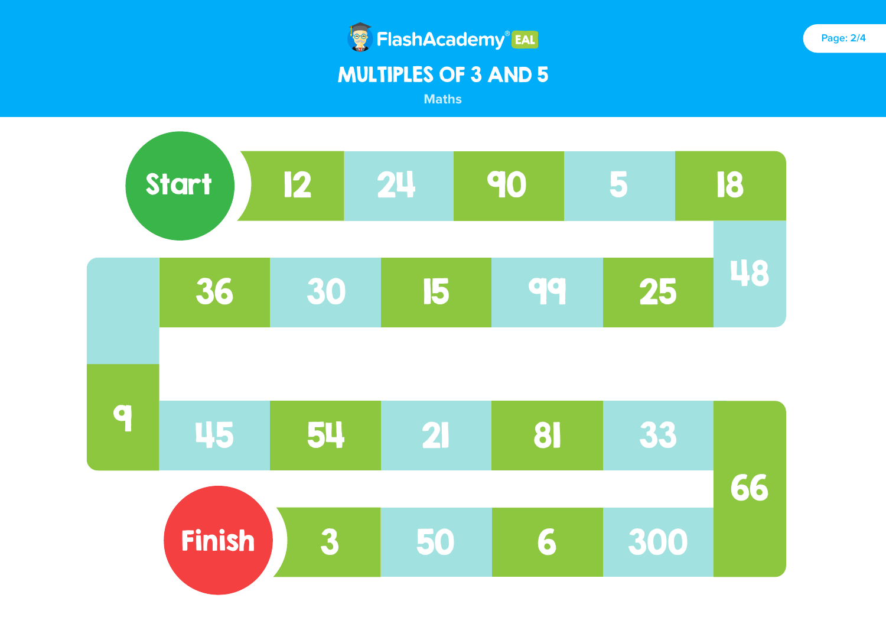# MULTIPLES OF 3 AND 5

Maths

Start

12 → 24 → 90 → 5 → 18 → 48 → 25 → 99 → 15 → 30 → 36 → 9 → 45 → 54 → 21 → 81 → 33 → 66 → 300 → 6 → 50 → 3

Finish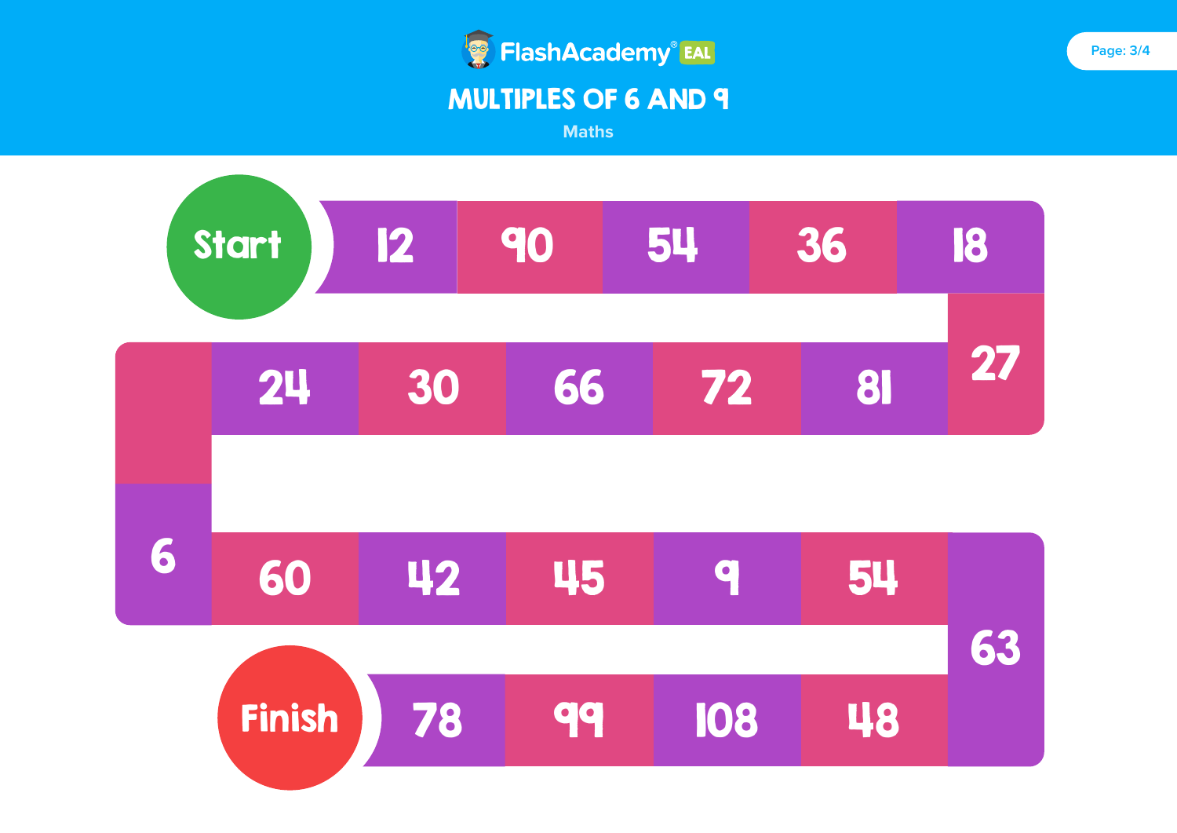# MULTIPLES OF 6 AND 9

Maths

Start

12 → 90 → 54 → 36 → 18 → 27 → 81 → 72 → 66 → 30 → 24 → (blank) → 6 → 60 → 42 → 45 → 9 → 54 → 63 → 48 → 108 → 99 → 78

Finish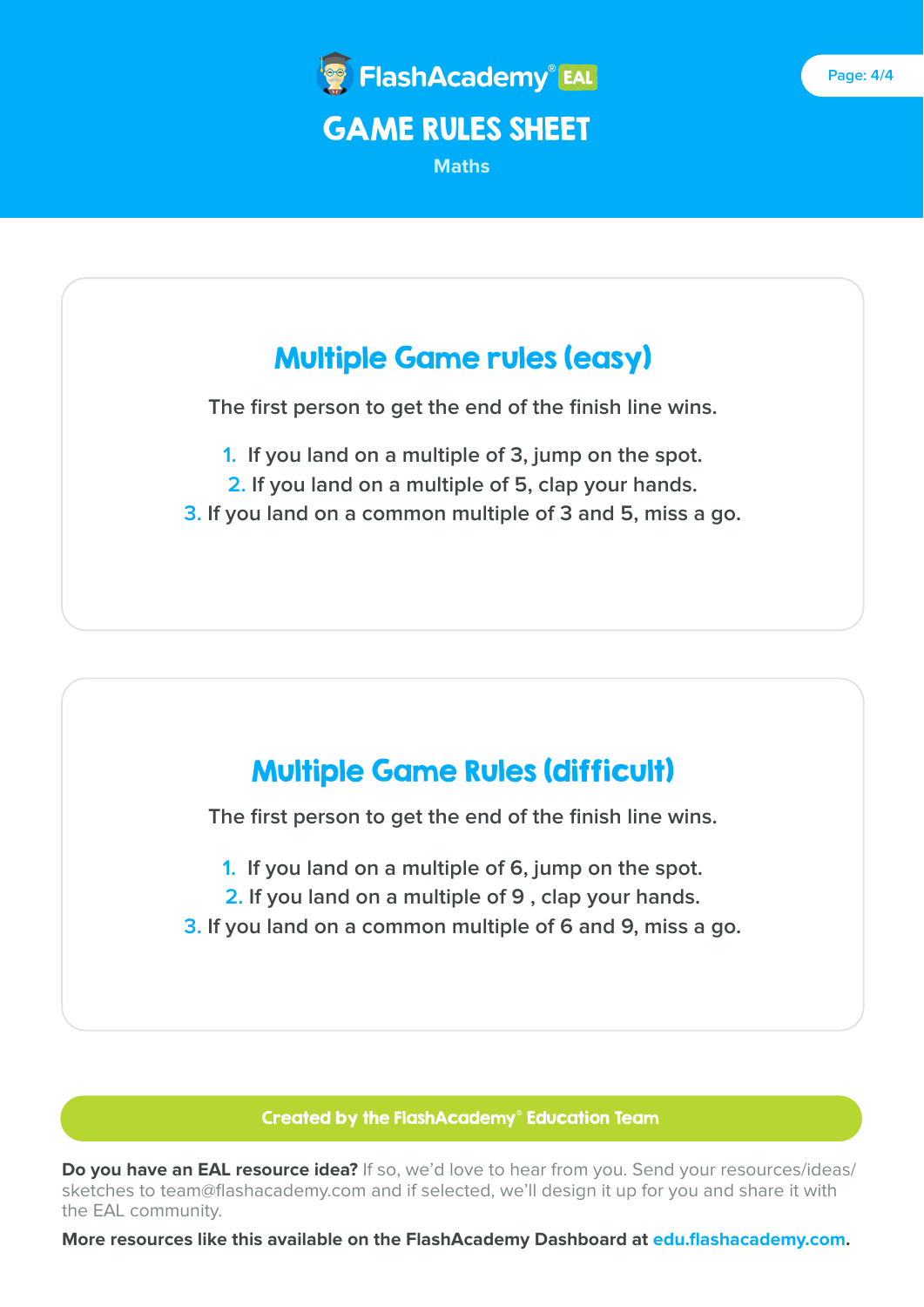FlashAcademy® EAL

# GAME RULES SHEET

Maths

## Multiple Game rules (easy)

The first person to get the end of the finish line wins.

1. If you land on a multiple of 3, jump on the spot.
2. If you land on a multiple of 5, clap your hands.
3. If you land on a common multiple of 3 and 5, miss a go.

## Multiple Game Rules (difficult)

The first person to get the end of the finish line wins.

1. If you land on a multiple of 6, jump on the spot.
2. If you land on a multiple of 9 , clap your hands.
3. If you land on a common multiple of 6 and 9, miss a go.

Created by the FlashAcademy® Education Team

**Do you have an EAL resource idea?** If so, we'd love to hear from you. Send your resources/ideas/sketches to team@flashacademy.com and if selected, we'll design it up for you and share it with the EAL community.

**More resources like this available on the FlashAcademy Dashboard at edu.flashacademy.com.**